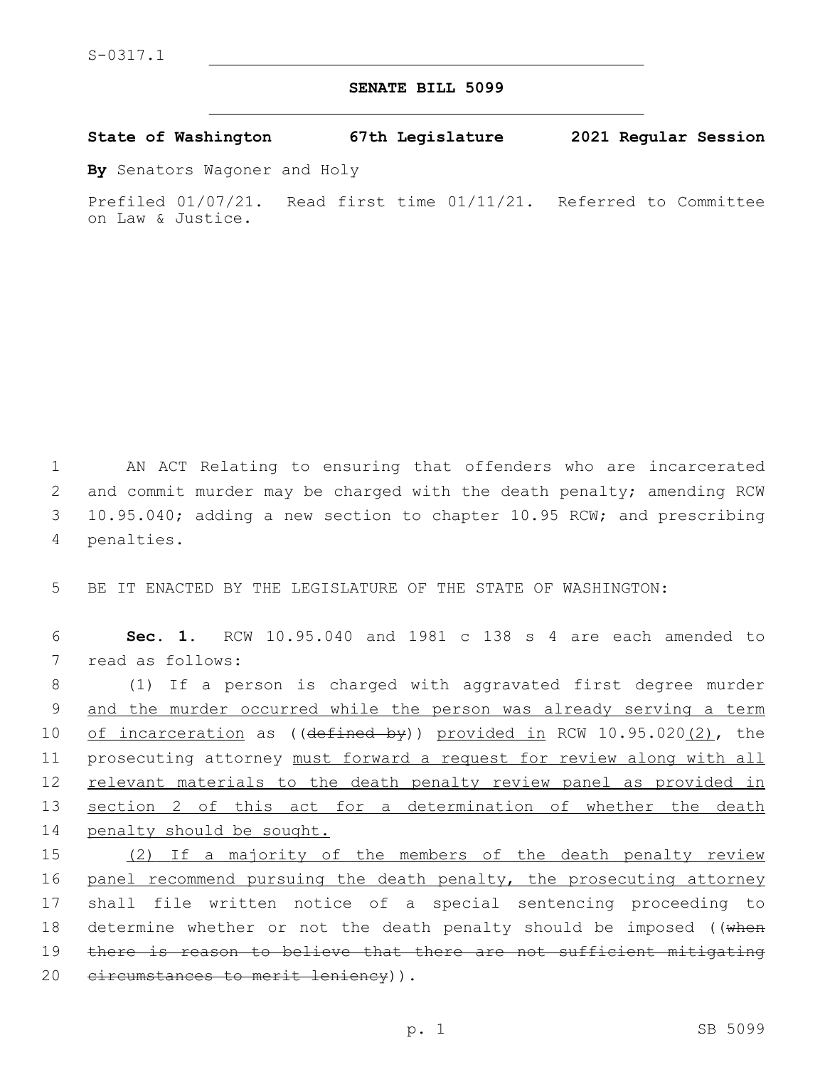S-0317.1

**SENATE BILL 5099**

**State of Washington 67th Legislature 2021 Regular Session**

**By** Senators Wagoner and Holy

Prefiled 01/07/21. Read first time 01/11/21. Referred to Committee on Law & Justice.

AN ACT Relating to ensuring that offenders who are incarcerated and commit murder may be charged with the death penalty; amending RCW 10.95.040; adding a new section to chapter 10.95 RCW; and prescribing penalties.

BE IT ENACTED BY THE LEGISLATURE OF THE STATE OF WASHINGTON:

**Sec. 1.** RCW 10.95.040 and 1981 c 138 s 4 are each amended to read as follows:

(1) If a person is charged with aggravated first degree murder and the murder occurred while the person was already serving a term of incarceration as ((~~defined by~~)) provided in RCW 10.95.020(2), the prosecuting attorney must forward a request for review along with all relevant materials to the death penalty review panel as provided in section 2 of this act for a determination of whether the death penalty should be sought.

(2) If a majority of the members of the death penalty review panel recommend pursuing the death penalty, the prosecuting attorney shall file written notice of a special sentencing proceeding to determine whether or not the death penalty should be imposed ((~~when there is reason to believe that there are not sufficient mitigating circumstances to merit leniency~~)).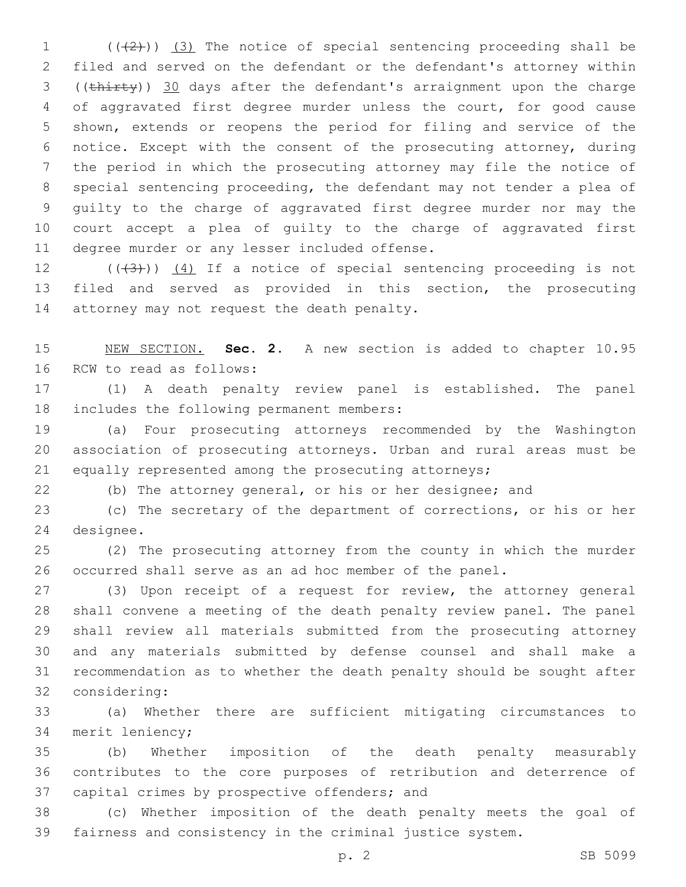(((2))) (3) The notice of special sentencing proceeding shall be filed and served on the defendant or the defendant's attorney within ((thirty)) 30 days after the defendant's arraignment upon the charge of aggravated first degree murder unless the court, for good cause shown, extends or reopens the period for filing and service of the notice. Except with the consent of the prosecuting attorney, during the period in which the prosecuting attorney may file the notice of special sentencing proceeding, the defendant may not tender a plea of guilty to the charge of aggravated first degree murder nor may the court accept a plea of guilty to the charge of aggravated first degree murder or any lesser included offense.

(((3))) (4) If a notice of special sentencing proceeding is not filed and served as provided in this section, the prosecuting attorney may not request the death penalty.

NEW SECTION. **Sec. 2.** A new section is added to chapter 10.95 RCW to read as follows:

(1) A death penalty review panel is established. The panel includes the following permanent members:

(a) Four prosecuting attorneys recommended by the Washington association of prosecuting attorneys. Urban and rural areas must be equally represented among the prosecuting attorneys;

(b) The attorney general, or his or her designee; and

(c) The secretary of the department of corrections, or his or her designee.

(2) The prosecuting attorney from the county in which the murder occurred shall serve as an ad hoc member of the panel.

(3) Upon receipt of a request for review, the attorney general shall convene a meeting of the death penalty review panel. The panel shall review all materials submitted from the prosecuting attorney and any materials submitted by defense counsel and shall make a recommendation as to whether the death penalty should be sought after considering:

(a) Whether there are sufficient mitigating circumstances to merit leniency;

(b) Whether imposition of the death penalty measurably contributes to the core purposes of retribution and deterrence of capital crimes by prospective offenders; and

(c) Whether imposition of the death penalty meets the goal of fairness and consistency in the criminal justice system.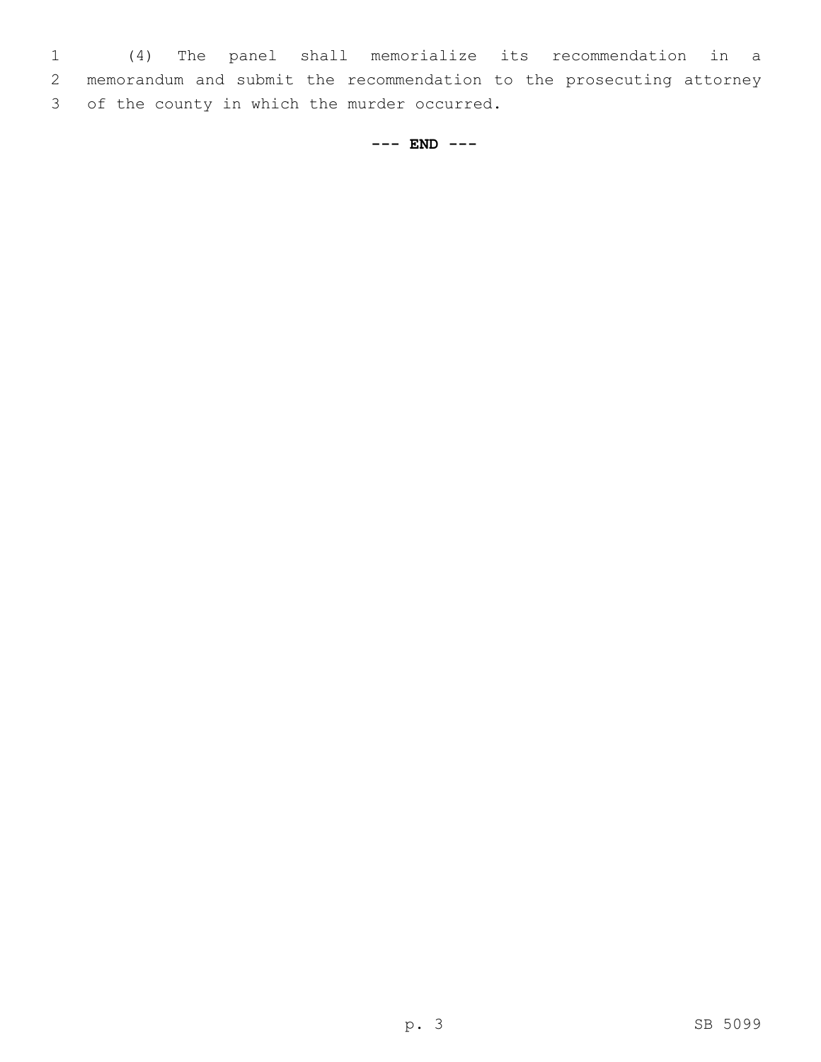(4) The panel shall memorialize its recommendation in a memorandum and submit the recommendation to the prosecuting attorney of the county in which the murder occurred.

**--- END ---**